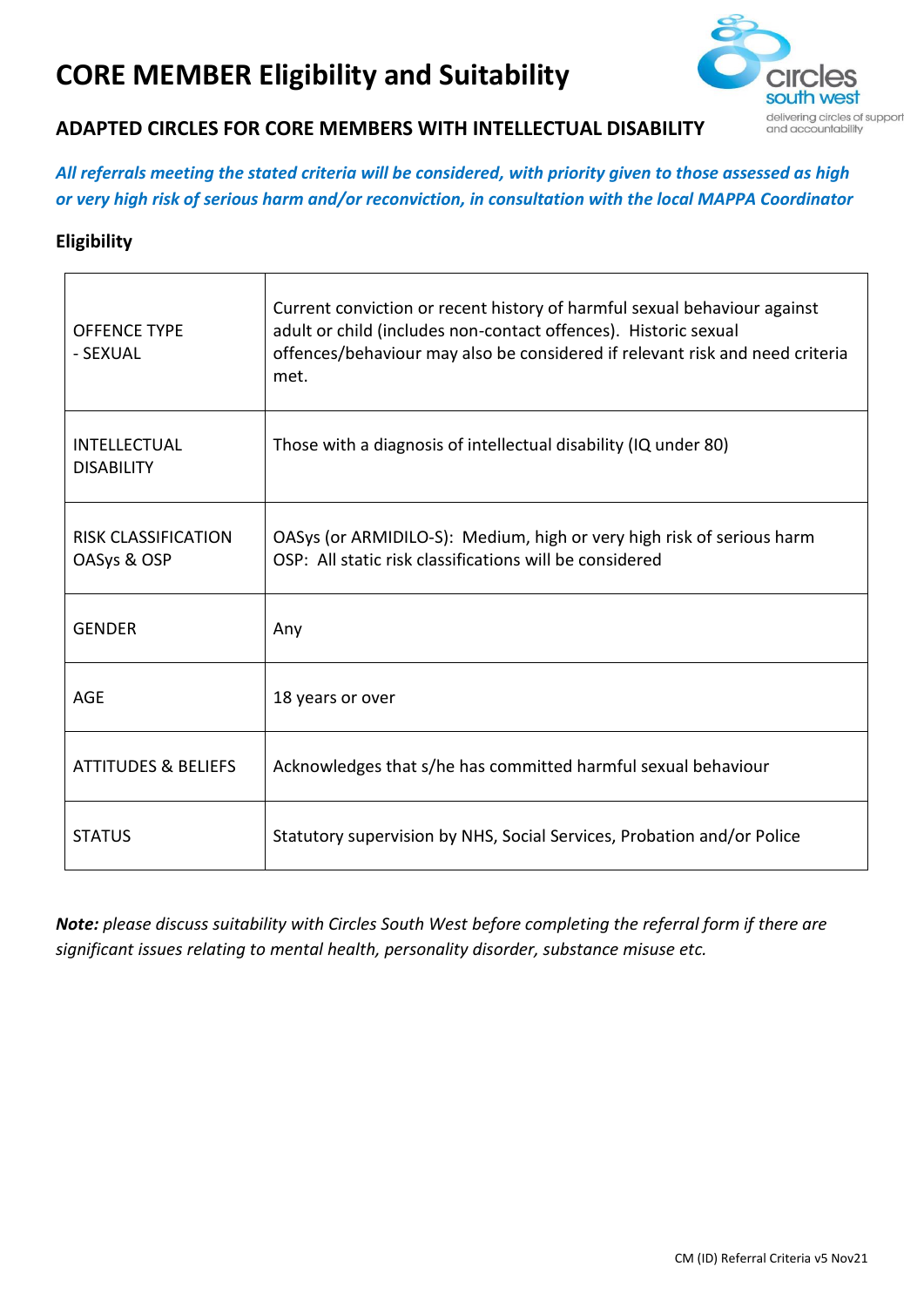# CORE MEMBER Eligibility and Suitability

## ADAPTED CIRCLES FOR CORE MEMBERS WITH INTELLECTUAL DISABILITY

***All referrals meeting the stated criteria will be considered, with priority given to those assessed as high or very high risk of serious harm and/or reconviction, in consultation with the local MAPPA Coordinator***

### Eligibility

| | |
|---|---|
| OFFENCE TYPE - SEXUAL | Current conviction or recent history of harmful sexual behaviour against adult or child (includes non-contact offences). Historic sexual offences/behaviour may also be considered if relevant risk and need criteria met. |
| INTELLECTUAL DISABILITY | Those with a diagnosis of intellectual disability (IQ under 80) |
| RISK CLASSIFICATION OASys & OSP | OASys (or ARMIDILO-S): Medium, high or very high risk of serious harm<br>OSP: All static risk classifications will be considered |
| GENDER | Any |
| AGE | 18 years or over |
| ATTITUDES & BELIEFS | Acknowledges that s/he has committed harmful sexual behaviour |
| STATUS | Statutory supervision by NHS, Social Services, Probation and/or Police |

***Note:*** *please discuss suitability with Circles South West before completing the referral form if there are significant issues relating to mental health, personality disorder, substance misuse etc.*

CM (ID) Referral Criteria v5 Nov21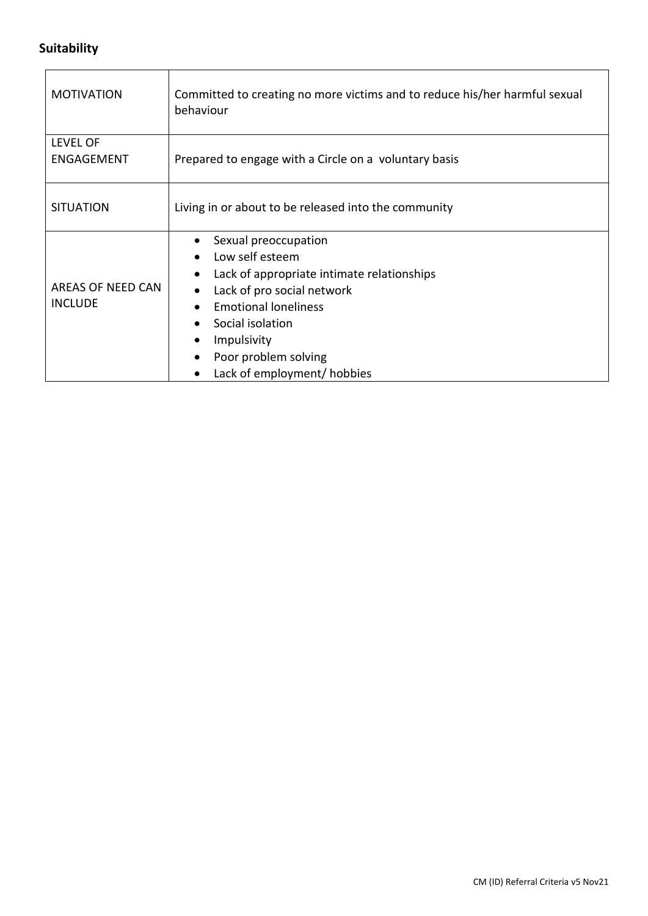**Suitability**

| | |
|---|---|
| MOTIVATION | Committed to creating no more victims and to reduce his/her harmful sexual behaviour |
| LEVEL OF ENGAGEMENT | Prepared to engage with a Circle on a voluntary basis |
| SITUATION | Living in or about to be released into the community |
| AREAS OF NEED CAN INCLUDE | • Sexual preoccupation<br>• Low self esteem<br>• Lack of appropriate intimate relationships<br>• Lack of pro social network<br>• Emotional loneliness<br>• Social isolation<br>• Impulsivity<br>• Poor problem solving<br>• Lack of employment/ hobbies |